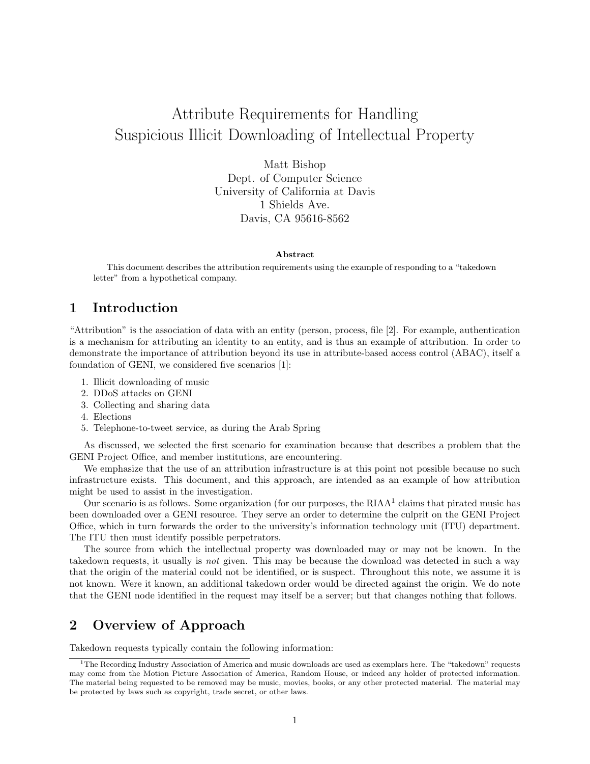# Attribute Requirements for Handling Suspicious Illicit Downloading of Intellectual Property

Matt Bishop
Dept. of Computer Science
University of California at Davis
1 Shields Ave.
Davis, CA 95616-8562

**Abstract**

This document describes the attribution requirements using the example of responding to a "takedown letter" from a hypothetical company.

## 1 Introduction

"Attribution" is the association of data with an entity (person, process, file [2]. For example, authentication is a mechanism for attributing an identity to an entity, and is thus an example of attribution. In order to demonstrate the importance of attribution beyond its use in attribute-based access control (ABAC), itself a foundation of GENI, we considered five scenarios [1]:

1. Illicit downloading of music
2. DDoS attacks on GENI
3. Collecting and sharing data
4. Elections
5. Telephone-to-tweet service, as during the Arab Spring

As discussed, we selected the first scenario for examination because that describes a problem that the GENI Project Office, and member institutions, are encountering.

We emphasize that the use of an attribution infrastructure is at this point not possible because no such infrastructure exists. This document, and this approach, are intended as an example of how attribution might be used to assist in the investigation.

Our scenario is as follows. Some organization (for our purposes, the RIAA[1] claims that pirated music has been downloaded over a GENI resource. They serve an order to determine the culprit on the GENI Project Office, which in turn forwards the order to the university's information technology unit (ITU) department. The ITU then must identify possible perpetrators.

The source from which the intellectual property was downloaded may or may not be known. In the takedown requests, it usually is *not* given. This may be because the download was detected in such a way that the origin of the material could not be identified, or is suspect. Throughout this note, we assume it is not known. Were it known, an additional takedown order would be directed against the origin. We do note that the GENI node identified in the request may itself be a server; but that changes nothing that follows.

## 2 Overview of Approach

Takedown requests typically contain the following information:

[1] The Recording Industry Association of America and music downloads are used as exemplars here. The "takedown" requests may come from the Motion Picture Association of America, Random House, or indeed any holder of protected information. The material being requested to be removed may be music, movies, books, or any other protected material. The material may be protected by laws such as copyright, trade secret, or other laws.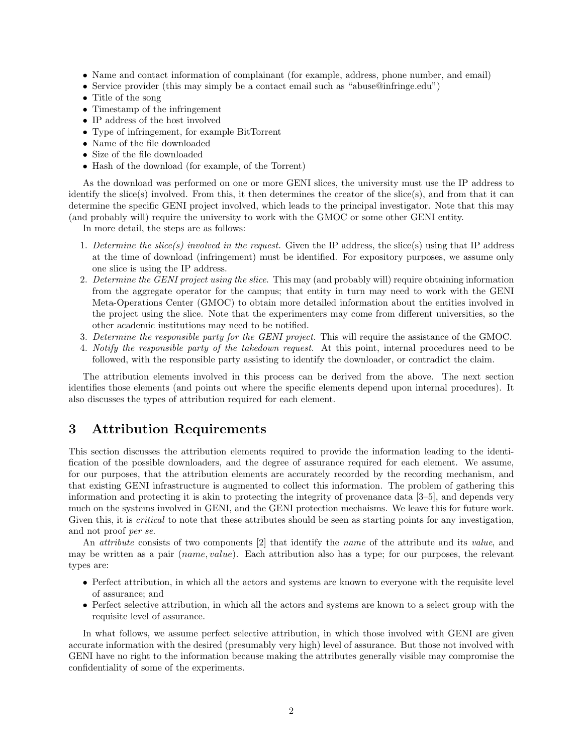- Name and contact information of complainant (for example, address, phone number, and email)
- Service provider (this may simply be a contact email such as "abuse@infringe.edu")
- Title of the song
- Timestamp of the infringement
- IP address of the host involved
- Type of infringement, for example BitTorrent
- Name of the file downloaded
- Size of the file downloaded
- Hash of the download (for example, of the Torrent)

As the download was performed on one or more GENI slices, the university must use the IP address to identify the slice(s) involved. From this, it then determines the creator of the slice(s), and from that it can determine the specific GENI project involved, which leads to the principal investigator. Note that this may (and probably will) require the university to work with the GMOC or some other GENI entity.

In more detail, the steps are as follows:

1. *Determine the slice(s) involved in the request.* Given the IP address, the slice(s) using that IP address at the time of download (infringement) must be identified. For expository purposes, we assume only one slice is using the IP address.
2. *Determine the GENI project using the slice.* This may (and probably will) require obtaining information from the aggregate operator for the campus; that entity in turn may need to work with the GENI Meta-Operations Center (GMOC) to obtain more detailed information about the entities involved in the project using the slice. Note that the experimenters may come from different universities, so the other academic institutions may need to be notified.
3. *Determine the responsible party for the GENI project.* This will require the assistance of the GMOC.
4. *Notify the responsible party of the takedown request.* At this point, internal procedures need to be followed, with the responsible party assisting to identify the downloader, or contradict the claim.

The attribution elements involved in this process can be derived from the above. The next section identifies those elements (and points out where the specific elements depend upon internal procedures). It also discusses the types of attribution required for each element.

# 3 Attribution Requirements

This section discusses the attribution elements required to provide the information leading to the identification of the possible downloaders, and the degree of assurance required for each element. We assume, for our purposes, that the attribution elements are accurately recorded by the recording mechanism, and that existing GENI infrastructure is augmented to collect this information. The problem of gathering this information and protecting it is akin to protecting the integrity of provenance data [3–5], and depends very much on the systems involved in GENI, and the GENI protection mechaisms. We leave this for future work. Given this, it is *critical* to note that these attributes should be seen as starting points for any investigation, and not proof *per se*.

An *attribute* consists of two components [2] that identify the *name* of the attribute and its *value*, and may be written as a pair $(name, value)$. Each attribution also has a type; for our purposes, the relevant types are:

- Perfect attribution, in which all the actors and systems are known to everyone with the requisite level of assurance; and
- Perfect selective attribution, in which all the actors and systems are known to a select group with the requisite level of assurance.

In what follows, we assume perfect selective attribution, in which those involved with GENI are given accurate information with the desired (presumably very high) level of assurance. But those not involved with GENI have no right to the information because making the attributes generally visible may compromise the confidentiality of some of the experiments.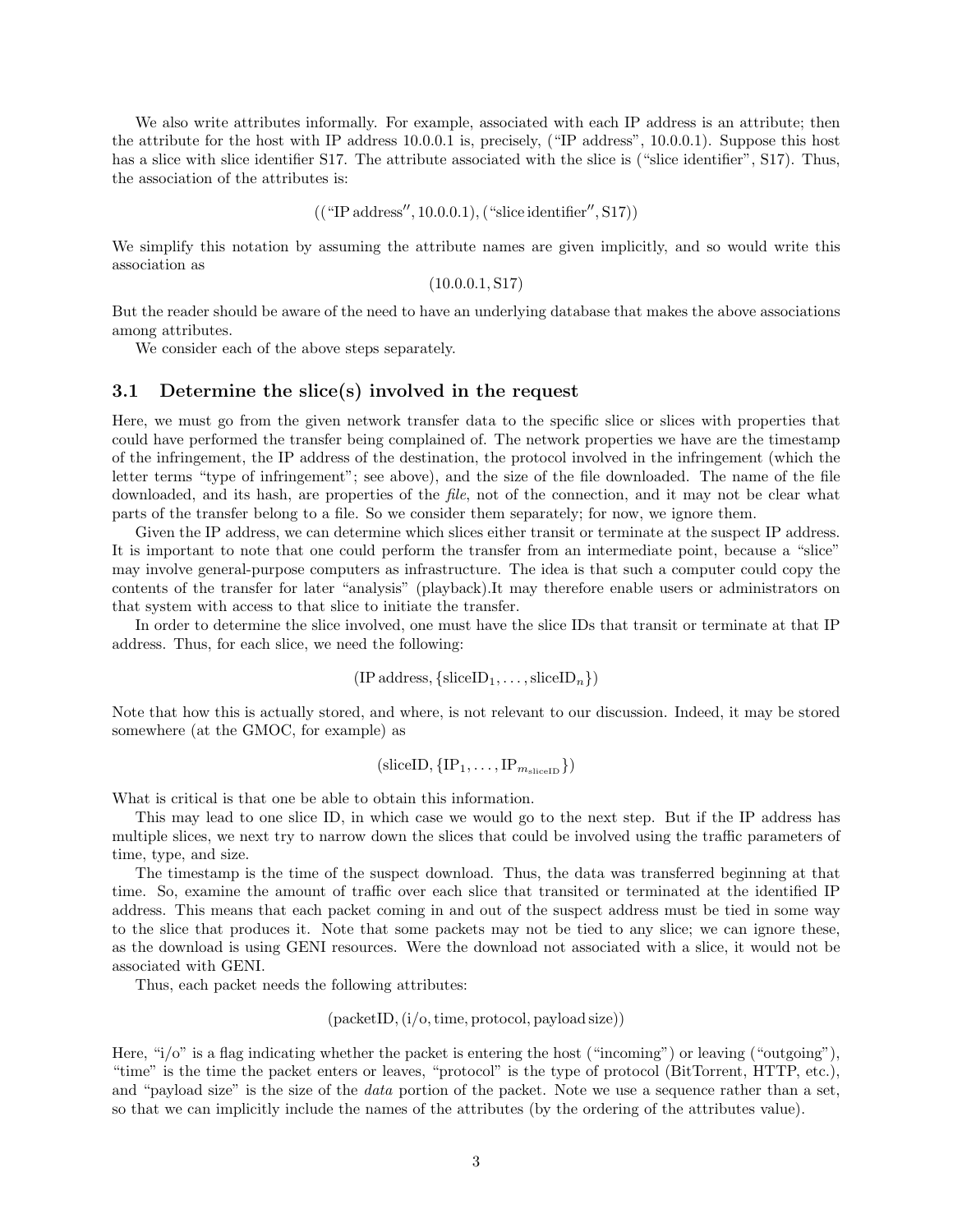We also write attributes informally. For example, associated with each IP address is an attribute; then the attribute for the host with IP address 10.0.0.1 is, precisely, (“IP address”, 10.0.0.1). Suppose this host has a slice with slice identifier S17. The attribute associated with the slice is (“slice identifier”, S17). Thus, the association of the attributes is:

$$((\text{“IP address''}, 10.0.0.1), (\text{“slice identifier''}, \text{S17}))$$

We simplify this notation by assuming the attribute names are given implicitly, and so would write this association as

$$(10.0.0.1, \text{S17})$$

But the reader should be aware of the need to have an underlying database that makes the above associations among attributes.

We consider each of the above steps separately.

## 3.1 Determine the slice(s) involved in the request

Here, we must go from the given network transfer data to the specific slice or slices with properties that could have performed the transfer being complained of. The network properties we have are the timestamp of the infringement, the IP address of the destination, the protocol involved in the infringement (which the letter terms “type of infringement”; see above), and the size of the file downloaded. The name of the file downloaded, and its hash, are properties of the *file*, not of the connection, and it may not be clear what parts of the transfer belong to a file. So we consider them separately; for now, we ignore them.

Given the IP address, we can determine which slices either transit or terminate at the suspect IP address. It is important to note that one could perform the transfer from an intermediate point, because a “slice” may involve general-purpose computers as infrastructure. The idea is that such a computer could copy the contents of the transfer for later “analysis” (playback).It may therefore enable users or administrators on that system with access to that slice to initiate the transfer.

In order to determine the slice involved, one must have the slice IDs that transit or terminate at that IP address. Thus, for each slice, we need the following:

$$(\text{IP address}, \{\text{sliceID}_1, \ldots, \text{sliceID}_n\})$$

Note that how this is actually stored, and where, is not relevant to our discussion. Indeed, it may be stored somewhere (at the GMOC, for example) as

$$(\text{sliceID}, \{\text{IP}_1, \ldots, \text{IP}_{m_{\text{sliceID}}}\})$$

What is critical is that one be able to obtain this information.

This may lead to one slice ID, in which case we would go to the next step. But if the IP address has multiple slices, we next try to narrow down the slices that could be involved using the traffic parameters of time, type, and size.

The timestamp is the time of the suspect download. Thus, the data was transferred beginning at that time. So, examine the amount of traffic over each slice that transited or terminated at the identified IP address. This means that each packet coming in and out of the suspect address must be tied in some way to the slice that produces it. Note that some packets may not be tied to any slice; we can ignore these, as the download is using GENI resources. Were the download not associated with a slice, it would not be associated with GENI.

Thus, each packet needs the following attributes:

$$(\text{packetID}, (\text{i/o}, \text{time}, \text{protocol}, \text{payload size}))$$

Here, “i/o” is a flag indicating whether the packet is entering the host (“incoming”) or leaving (“outgoing”), “time” is the time the packet enters or leaves, “protocol” is the type of protocol (BitTorrent, HTTP, etc.), and “payload size” is the size of the *data* portion of the packet. Note we use a sequence rather than a set, so that we can implicitly include the names of the attributes (by the ordering of the attributes value).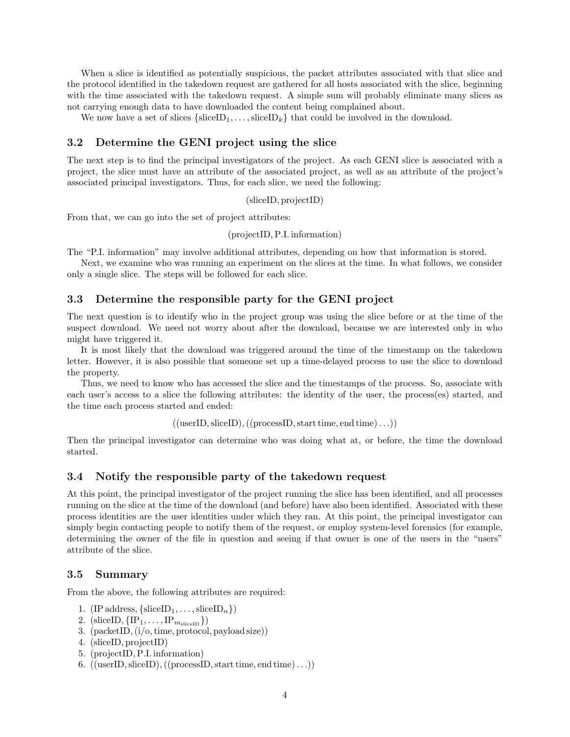When a slice is identified as potentially suspicious, the packet attributes associated with that slice and the protocol identified in the takedown request are gathered for all hosts associated with the slice, beginning with the time associated with the takedown request. A simple sum will probably eliminate many slices as not carrying enough data to have downloaded the content being complained about.

We now have a set of slices $\{\text{sliceID}_1, \ldots, \text{sliceID}_k\}$ that could be involved in the download.

### 3.2 Determine the GENI project using the slice

The next step is to find the principal investigators of the project. As each GENI slice is associated with a project, the slice must have an attribute of the associated project, as well as an attribute of the project's associated principal investigators. Thus, for each slice, we need the following:

$$(\text{sliceID}, \text{projectID})$$

From that, we can go into the set of project attributes:

$$(\text{projectID}, \text{P.I. information})$$

The "P.I. information" may involve additional attributes, depending on how that information is stored.

Next, we examine who was running an experiment on the slices at the time. In what follows, we consider only a single slice. The steps will be followed for each slice.

### 3.3 Determine the responsible party for the GENI project

The next question is to identify who in the project group was using the slice before or at the time of the suspect download. We need not worry about after the download, because we are interested only in who might have triggered it.

It is most likely that the download was triggered around the time of the timestamp on the takedown letter. However, it is also possible that someone set up a time-delayed process to use the slice to download the property.

Thus, we need to know who has accessed the slice and the timestamps of the process. So, associate with each user's access to a slice the following attributes: the identity of the user, the process(es) started, and the time each process started and ended:

$$((\text{userID}, \text{sliceID}), ((\text{processID}, \text{start time}, \text{end time}) \ldots))$$

Then the principal investigator can determine who was doing what at, or before, the time the download started.

### 3.4 Notify the responsible party of the takedown request

At this point, the principal investigator of the project running the slice has been identified, and all processes running on the slice at the time of the download (and before) have also been identified. Associated with these process identities are the user identities under which they ran. At this point, the principal investigator can simply begin contacting people to notify them of the request, or employ system-level forensics (for example, determining the owner of the file in question and seeing if that owner is one of the users in the "users" attribute of the slice.

### 3.5 Summary

From the above, the following attributes are required:

1. $(\text{IP address}, \{\text{sliceID}_1, \ldots, \text{sliceID}_n\})$
2. $(\text{sliceID}, \{\text{IP}_1, \ldots, \text{IP}_{m_{\text{sliceID}}}\})$
3. $(\text{packetID}, (\text{i/o}, \text{time}, \text{protocol}, \text{payload size}))$
4. $(\text{sliceID}, \text{projectID})$
5. $(\text{projectID}, \text{P.I. information})$
6. $((\text{userID}, \text{sliceID}), ((\text{processID}, \text{start time}, \text{end time}) \ldots))$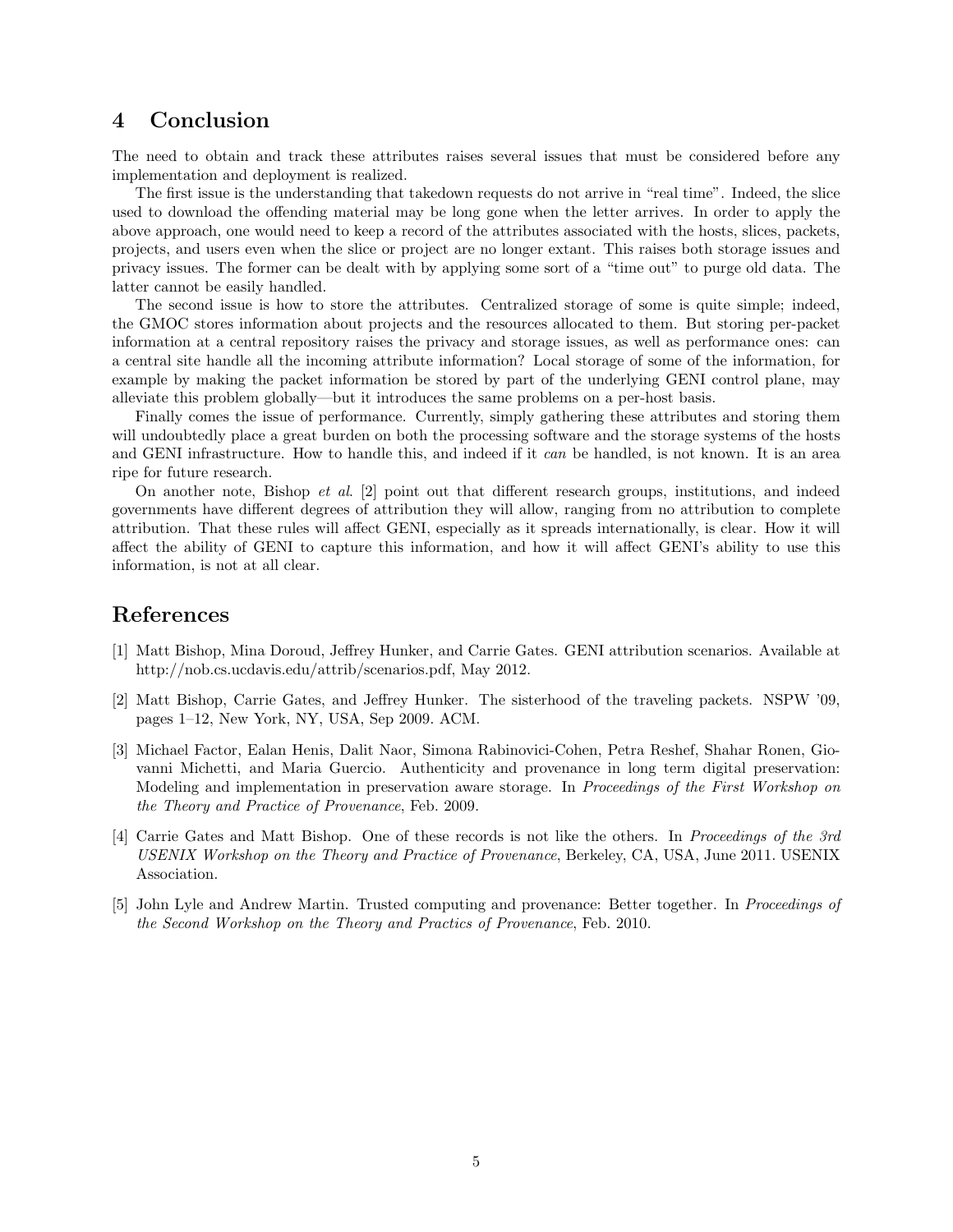## 4 Conclusion

The need to obtain and track these attributes raises several issues that must be considered before any implementation and deployment is realized.

The first issue is the understanding that takedown requests do not arrive in "real time". Indeed, the slice used to download the offending material may be long gone when the letter arrives. In order to apply the above approach, one would need to keep a record of the attributes associated with the hosts, slices, packets, projects, and users even when the slice or project are no longer extant. This raises both storage issues and privacy issues. The former can be dealt with by applying some sort of a "time out" to purge old data. The latter cannot be easily handled.

The second issue is how to store the attributes. Centralized storage of some is quite simple; indeed, the GMOC stores information about projects and the resources allocated to them. But storing per-packet information at a central repository raises the privacy and storage issues, as well as performance ones: can a central site handle all the incoming attribute information? Local storage of some of the information, for example by making the packet information be stored by part of the underlying GENI control plane, may alleviate this problem globally—but it introduces the same problems on a per-host basis.

Finally comes the issue of performance. Currently, simply gathering these attributes and storing them will undoubtedly place a great burden on both the processing software and the storage systems of the hosts and GENI infrastructure. How to handle this, and indeed if it *can* be handled, is not known. It is an area ripe for future research.

On another note, Bishop *et al*. [2] point out that different research groups, institutions, and indeed governments have different degrees of attribution they will allow, ranging from no attribution to complete attribution. That these rules will affect GENI, especially as it spreads internationally, is clear. How it will affect the ability of GENI to capture this information, and how it will affect GENI's ability to use this information, is not at all clear.

## References

[1] Matt Bishop, Mina Doroud, Jeffrey Hunker, and Carrie Gates. GENI attribution scenarios. Available at http://nob.cs.ucdavis.edu/attrib/scenarios.pdf, May 2012.

[2] Matt Bishop, Carrie Gates, and Jeffrey Hunker. The sisterhood of the traveling packets. NSPW '09, pages 1–12, New York, NY, USA, Sep 2009. ACM.

[3] Michael Factor, Ealan Henis, Dalit Naor, Simona Rabinovici-Cohen, Petra Reshef, Shahar Ronen, Giovanni Michetti, and Maria Guercio. Authenticity and provenance in long term digital preservation: Modeling and implementation in preservation aware storage. In *Proceedings of the First Workshop on the Theory and Practice of Provenance*, Feb. 2009.

[4] Carrie Gates and Matt Bishop. One of these records is not like the others. In *Proceedings of the 3rd USENIX Workshop on the Theory and Practice of Provenance*, Berkeley, CA, USA, June 2011. USENIX Association.

[5] John Lyle and Andrew Martin. Trusted computing and provenance: Better together. In *Proceedings of the Second Workshop on the Theory and Practics of Provenance*, Feb. 2010.